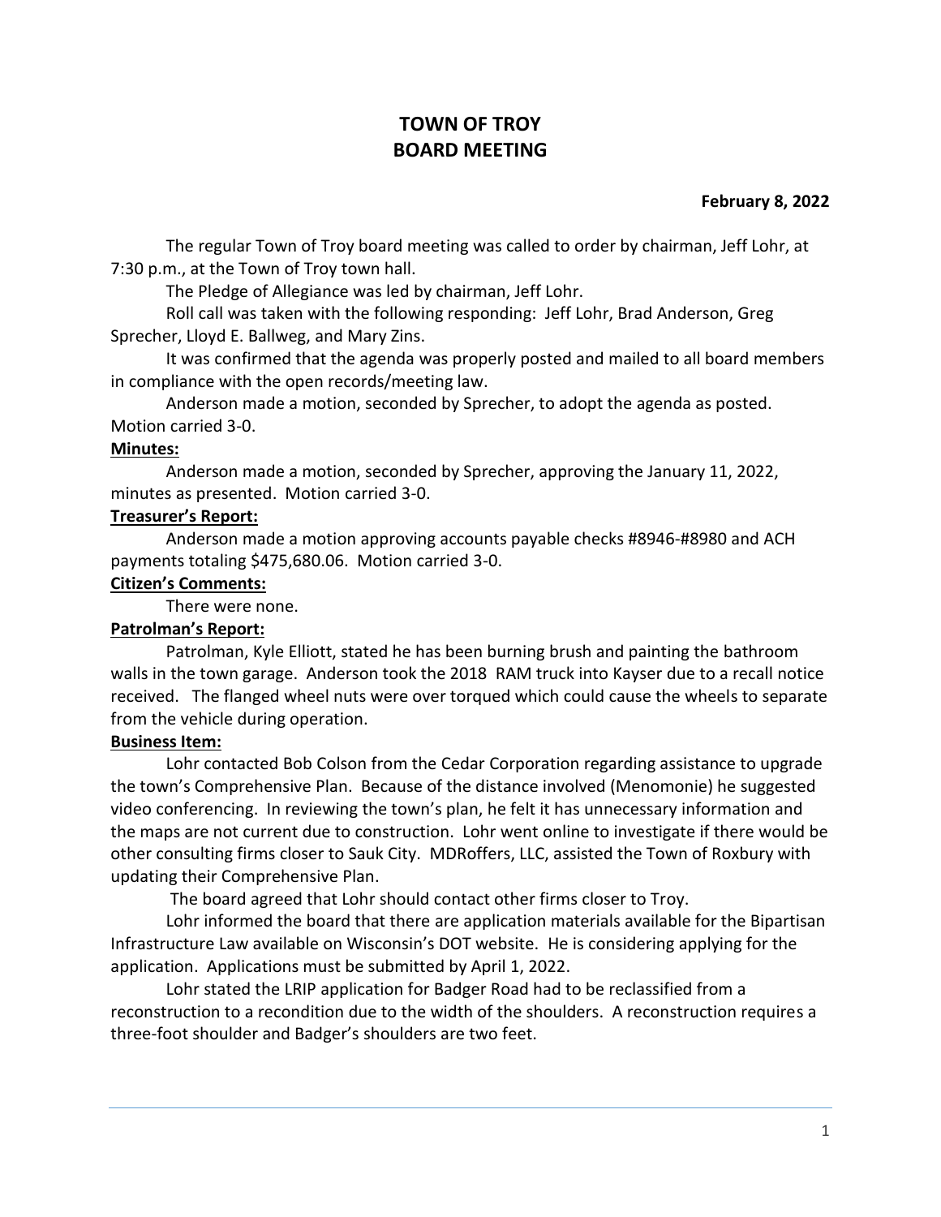# TOWN OF TROY
# BOARD MEETING

**February 8, 2022**

The regular Town of Troy board meeting was called to order by chairman, Jeff Lohr, at 7:30 p.m., at the Town of Troy town hall.

The Pledge of Allegiance was led by chairman, Jeff Lohr.

Roll call was taken with the following responding: Jeff Lohr, Brad Anderson, Greg Sprecher, Lloyd E. Ballweg, and Mary Zins.

It was confirmed that the agenda was properly posted and mailed to all board members in compliance with the open records/meeting law.

Anderson made a motion, seconded by Sprecher, to adopt the agenda as posted. Motion carried 3-0.

**Minutes:**

Anderson made a motion, seconded by Sprecher, approving the January 11, 2022, minutes as presented. Motion carried 3-0.

**Treasurer's Report:**

Anderson made a motion approving accounts payable checks #8946-#8980 and ACH payments totaling $475,680.06. Motion carried 3-0.

**Citizen's Comments:**

There were none.

**Patrolman's Report:**

Patrolman, Kyle Elliott, stated he has been burning brush and painting the bathroom walls in the town garage. Anderson took the 2018 RAM truck into Kayser due to a recall notice received. The flanged wheel nuts were over torqued which could cause the wheels to separate from the vehicle during operation.

**Business Item:**

Lohr contacted Bob Colson from the Cedar Corporation regarding assistance to upgrade the town's Comprehensive Plan. Because of the distance involved (Menomonie) he suggested video conferencing. In reviewing the town's plan, he felt it has unnecessary information and the maps are not current due to construction. Lohr went online to investigate if there would be other consulting firms closer to Sauk City. MDRoffers, LLC, assisted the Town of Roxbury with updating their Comprehensive Plan.

The board agreed that Lohr should contact other firms closer to Troy.

Lohr informed the board that there are application materials available for the Bipartisan Infrastructure Law available on Wisconsin's DOT website. He is considering applying for the application. Applications must be submitted by April 1, 2022.

Lohr stated the LRIP application for Badger Road had to be reclassified from a reconstruction to a recondition due to the width of the shoulders. A reconstruction requires a three-foot shoulder and Badger's shoulders are two feet.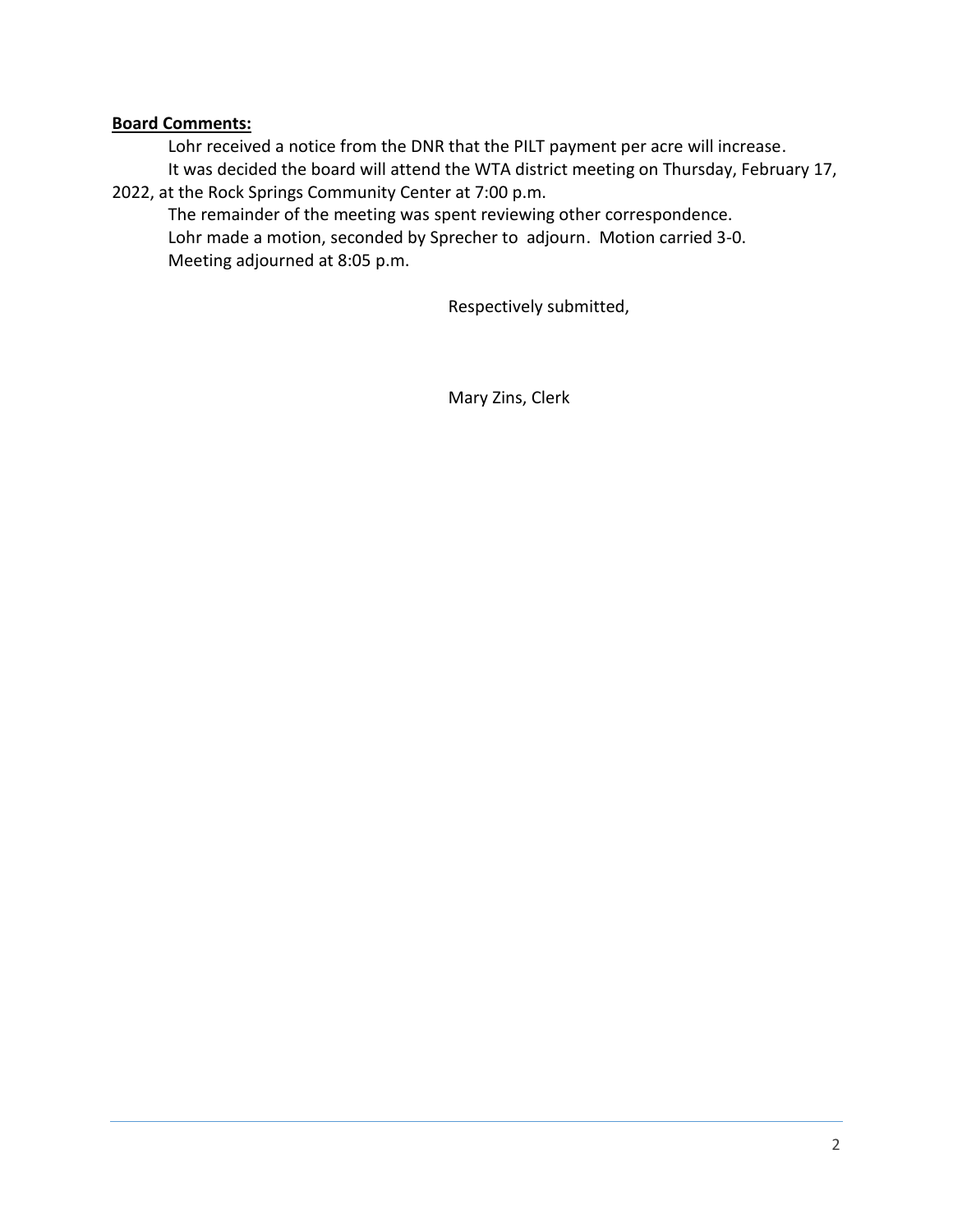**Board Comments:**

Lohr received a notice from the DNR that the PILT payment per acre will increase.

It was decided the board will attend the WTA district meeting on Thursday, February 17, 2022, at the Rock Springs Community Center at 7:00 p.m.

The remainder of the meeting was spent reviewing other correspondence.

Lohr made a motion, seconded by Sprecher to adjourn. Motion carried 3-0.

Meeting adjourned at 8:05 p.m.

Respectively submitted,

Mary Zins, Clerk